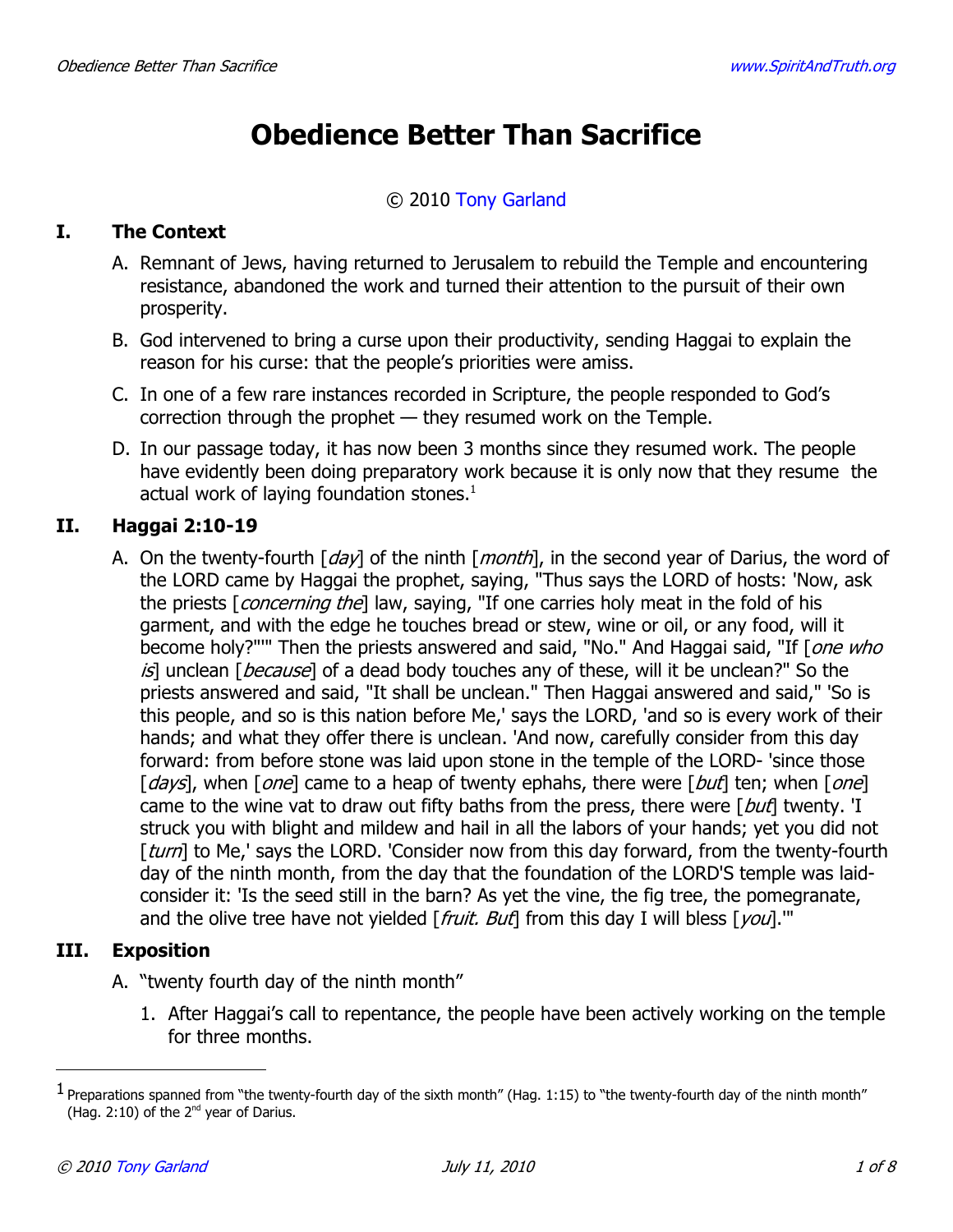# Obedience Better Than Sacrifice

© 2010 Tony Garland

## I. The Context

A. Remnant of Jews, having returned to Jerusalem to rebuild the Temple and encountering resistance, abandoned the work and turned their attention to the pursuit of their own prosperity.

B. God intervened to bring a curse upon their productivity, sending Haggai to explain the reason for his curse: that the people's priorities were amiss.

C. In one of a few rare instances recorded in Scripture, the people responded to God's correction through the prophet — they resumed work on the Temple.

D. In our passage today, it has now been 3 months since they resumed work. The people have evidently been doing preparatory work because it is only now that they resume the actual work of laying foundation stones.[1]

## II. Haggai 2:10-19

A. On the twenty-fourth [*day*] of the ninth [*month*], in the second year of Darius, the word of the LORD came by Haggai the prophet, saying, "Thus says the LORD of hosts: 'Now, ask the priests [*concerning the*] law, saying, "If one carries holy meat in the fold of his garment, and with the edge he touches bread or stew, wine or oil, or any food, will it become holy?"'" Then the priests answered and said, "No." And Haggai said, "If [*one who is*] unclean [*because*] of a dead body touches any of these, will it be unclean?" So the priests answered and said, "It shall be unclean." Then Haggai answered and said," 'So is this people, and so is this nation before Me,' says the LORD, 'and so is every work of their hands; and what they offer there is unclean. 'And now, carefully consider from this day forward: from before stone was laid upon stone in the temple of the LORD- 'since those [*days*], when [*one*] came to a heap of twenty ephahs, there were [*but*] ten; when [*one*] came to the wine vat to draw out fifty baths from the press, there were [*but*] twenty. 'I struck you with blight and mildew and hail in all the labors of your hands; yet you did not [*turn*] to Me,' says the LORD. 'Consider now from this day forward, from the twenty-fourth day of the ninth month, from the day that the foundation of the LORD'S temple was laid- consider it: 'Is the seed still in the barn? As yet the vine, the fig tree, the pomegranate, and the olive tree have not yielded [*fruit. But*] from this day I will bless [*you*].'"

## III. Exposition

A. "twenty fourth day of the ninth month"

1. After Haggai's call to repentance, the people have been actively working on the temple for three months.

---

[1] Preparations spanned from "the twenty-fourth day of the sixth month" (Hag. 1:15) to "the twenty-fourth day of the ninth month" (Hag. 2:10) of the 2nd year of Darius.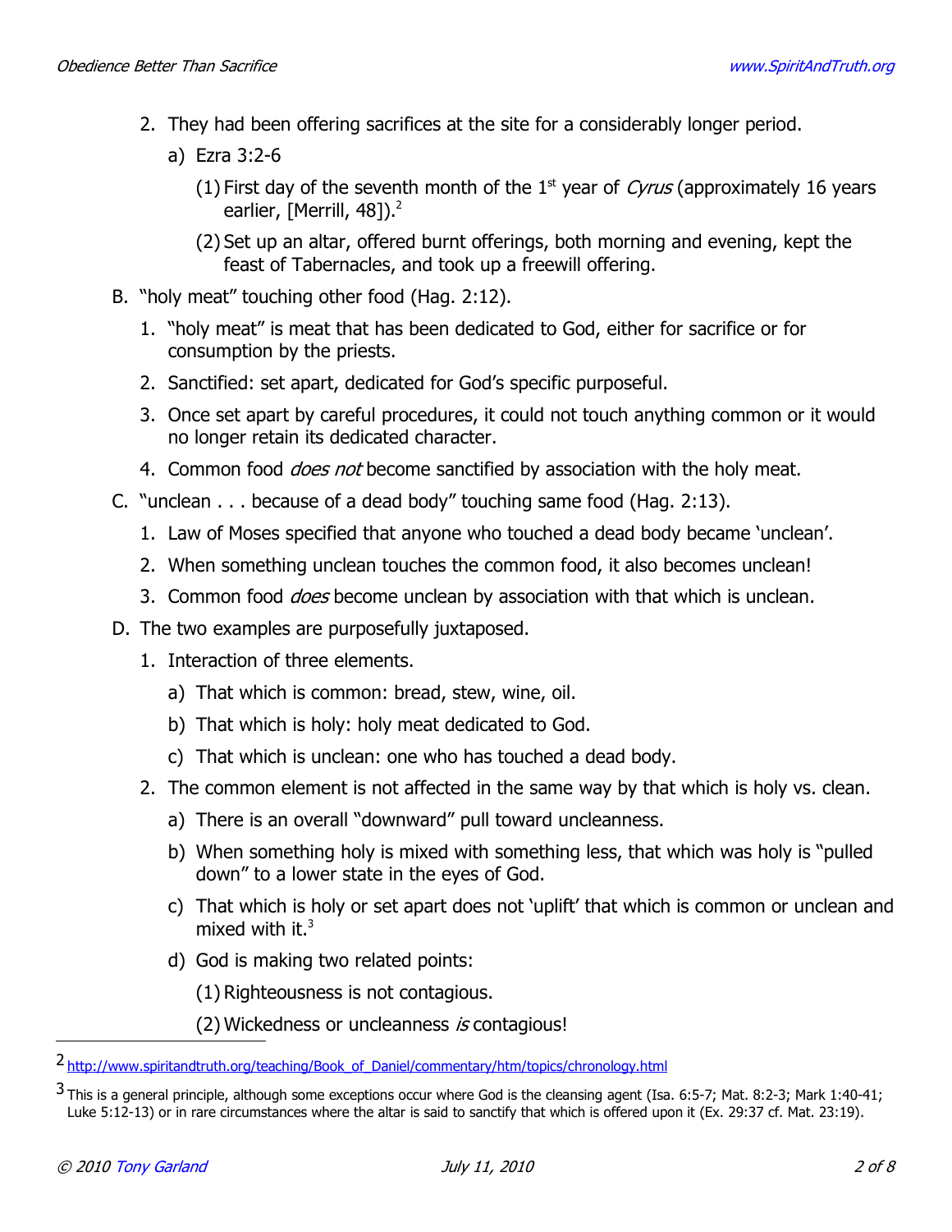2. They had been offering sacrifices at the site for a considerably longer period.

    a) Ezra 3:2-6

        (1) First day of the seventh month of the 1st year of *Cyrus* (approximately 16 years earlier, [Merrill, 48]).[2]

        (2) Set up an altar, offered burnt offerings, both morning and evening, kept the feast of Tabernacles, and took up a freewill offering.

B. "holy meat" touching other food (Hag. 2:12).

1. "holy meat" is meat that has been dedicated to God, either for sacrifice or for consumption by the priests.
2. Sanctified: set apart, dedicated for God's specific purposeful.
3. Once set apart by careful procedures, it could not touch anything common or it would no longer retain its dedicated character.
4. Common food *does not* become sanctified by association with the holy meat.

C. "unclean . . . because of a dead body" touching same food (Hag. 2:13).

1. Law of Moses specified that anyone who touched a dead body became 'unclean'.
2. When something unclean touches the common food, it also becomes unclean!
3. Common food *does* become unclean by association with that which is unclean.

D. The two examples are purposefully juxtaposed.

1. Interaction of three elements.

    a) That which is common: bread, stew, wine, oil.

    b) That which is holy: holy meat dedicated to God.

    c) That which is unclean: one who has touched a dead body.

2. The common element is not affected in the same way by that which is holy vs. clean.

    a) There is an overall "downward" pull toward uncleanness.

    b) When something holy is mixed with something less, that which was holy is "pulled down" to a lower state in the eyes of God.

    c) That which is holy or set apart does not 'uplift' that which is common or unclean and mixed with it.[3]

    d) God is making two related points:

        (1) Righteousness is not contagious.

        (2) Wickedness or uncleanness *is* contagious!

---

[2] http://www.spiritandtruth.org/teaching/Book_of_Daniel/commentary/htm/topics/chronology.html

[3] This is a general principle, although some exceptions occur where God is the cleansing agent (Isa. 6:5-7; Mat. 8:2-3; Mark 1:40-41; Luke 5:12-13) or in rare circumstances where the altar is said to sanctify that which is offered upon it (Ex. 29:37 cf. Mat. 23:19).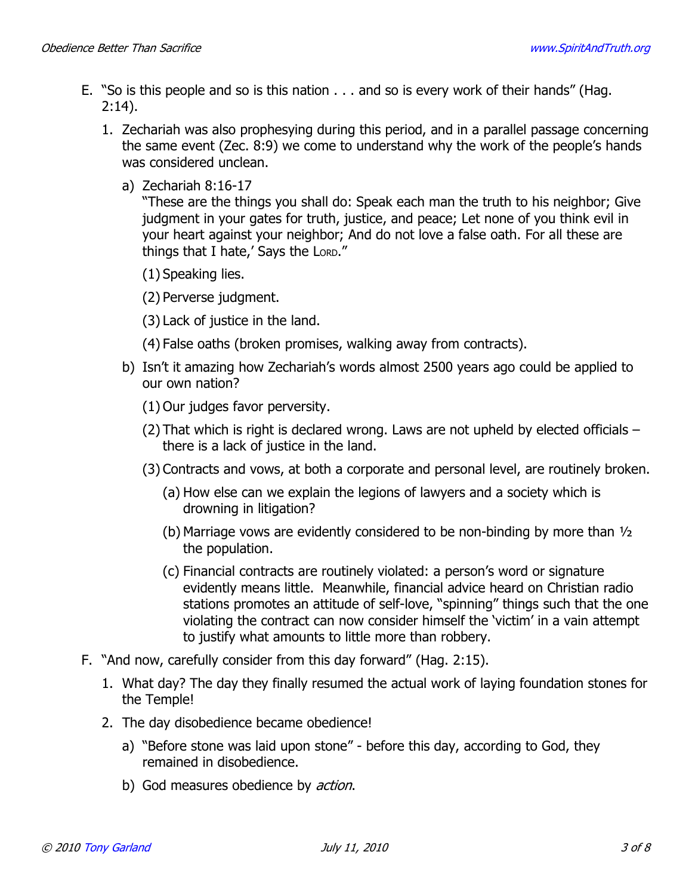E. "So is this people and so is this nation . . . and so is every work of their hands" (Hag. 2:14).

   1. Zechariah was also prophesying during this period, and in a parallel passage concerning the same event (Zec. 8:9) we come to understand why the work of the people's hands was considered unclean.

      a) Zechariah 8:16-17
         "These are the things you shall do: Speak each man the truth to his neighbor; Give judgment in your gates for truth, justice, and peace; Let none of you think evil in your heart against your neighbor; And do not love a false oath. For all these are things that I hate,' Says the LORD."

         (1) Speaking lies.

         (2) Perverse judgment.

         (3) Lack of justice in the land.

         (4) False oaths (broken promises, walking away from contracts).

      b) Isn't it amazing how Zechariah's words almost 2500 years ago could be applied to our own nation?

         (1) Our judges favor perversity.

         (2) That which is right is declared wrong. Laws are not upheld by elected officials – there is a lack of justice in the land.

         (3) Contracts and vows, at both a corporate and personal level, are routinely broken.

            (a) How else can we explain the legions of lawyers and a society which is drowning in litigation?

            (b) Marriage vows are evidently considered to be non-binding by more than ½ the population.

            (c) Financial contracts are routinely violated: a person's word or signature evidently means little. Meanwhile, financial advice heard on Christian radio stations promotes an attitude of self-love, "spinning" things such that the one violating the contract can now consider himself the 'victim' in a vain attempt to justify what amounts to little more than robbery.

F. "And now, carefully consider from this day forward" (Hag. 2:15).

   1. What day? The day they finally resumed the actual work of laying foundation stones for the Temple!

   2. The day disobedience became obedience!

      a) "Before stone was laid upon stone" - before this day, according to God, they remained in disobedience.

      b) God measures obedience by *action*.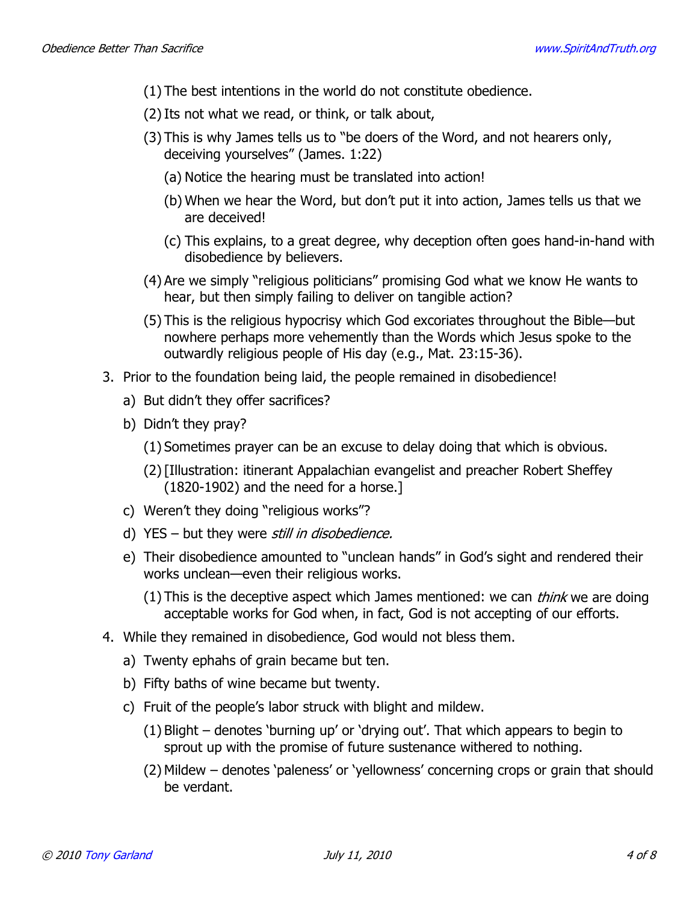(1) The best intentions in the world do not constitute obedience.

(2) Its not what we read, or think, or talk about,

(3) This is why James tells us to "be doers of the Word, and not hearers only, deceiving yourselves" (James. 1:22)

(a) Notice the hearing must be translated into action!

(b) When we hear the Word, but don't put it into action, James tells us that we are deceived!

(c) This explains, to a great degree, why deception often goes hand-in-hand with disobedience by believers.

(4) Are we simply "religious politicians" promising God what we know He wants to hear, but then simply failing to deliver on tangible action?

(5) This is the religious hypocrisy which God excoriates throughout the Bible—but nowhere perhaps more vehemently than the Words which Jesus spoke to the outwardly religious people of His day (e.g., Mat. 23:15-36).

3. Prior to the foundation being laid, the people remained in disobedience!

   a) But didn't they offer sacrifices?

   b) Didn't they pray?

   (1) Sometimes prayer can be an excuse to delay doing that which is obvious.

   (2) [Illustration: itinerant Appalachian evangelist and preacher Robert Sheffey (1820-1902) and the need for a horse.]

   c) Weren't they doing "religious works"?

   d) YES – but they were *still in disobedience.*

   e) Their disobedience amounted to "unclean hands" in God's sight and rendered their works unclean—even their religious works.

   (1) This is the deceptive aspect which James mentioned: we can *think* we are doing acceptable works for God when, in fact, God is not accepting of our efforts.

4. While they remained in disobedience, God would not bless them.

   a) Twenty ephahs of grain became but ten.

   b) Fifty baths of wine became but twenty.

   c) Fruit of the people's labor struck with blight and mildew.

   (1) Blight – denotes 'burning up' or 'drying out'. That which appears to begin to sprout up with the promise of future sustenance withered to nothing.

   (2) Mildew – denotes 'paleness' or 'yellowness' concerning crops or grain that should be verdant.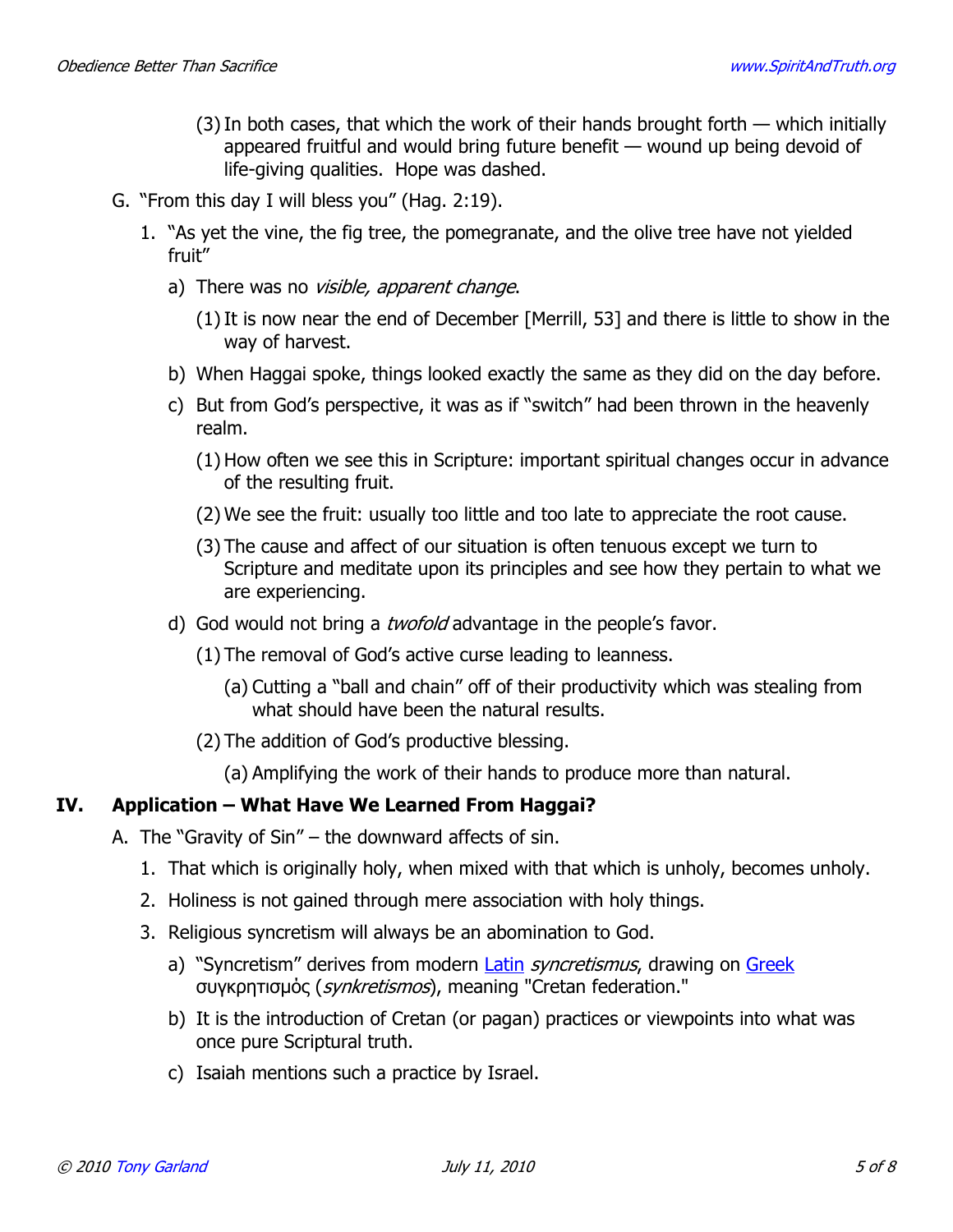(3) In both cases, that which the work of their hands brought forth — which initially appeared fruitful and would bring future benefit — wound up being devoid of life-giving qualities. Hope was dashed.

G. "From this day I will bless you" (Hag. 2:19).

1. "As yet the vine, the fig tree, the pomegranate, and the olive tree have not yielded fruit"

a) There was no *visible, apparent change*.

(1) It is now near the end of December [Merrill, 53] and there is little to show in the way of harvest.

b) When Haggai spoke, things looked exactly the same as they did on the day before.

c) But from God's perspective, it was as if "switch" had been thrown in the heavenly realm.

(1) How often we see this in Scripture: important spiritual changes occur in advance of the resulting fruit.

(2) We see the fruit: usually too little and too late to appreciate the root cause.

(3) The cause and affect of our situation is often tenuous except we turn to Scripture and meditate upon its principles and see how they pertain to what we are experiencing.

d) God would not bring a *twofold* advantage in the people's favor.

(1) The removal of God's active curse leading to leanness.

(a) Cutting a "ball and chain" off of their productivity which was stealing from what should have been the natural results.

(2) The addition of God's productive blessing.

(a) Amplifying the work of their hands to produce more than natural.

## IV. Application – What Have We Learned From Haggai?

A. The "Gravity of Sin" – the downward affects of sin.

1. That which is originally holy, when mixed with that which is unholy, becomes unholy.

2. Holiness is not gained through mere association with holy things.

3. Religious syncretism will always be an abomination to God.

a) "Syncretism" derives from modern Latin *syncretismus*, drawing on Greek συγκρητισμός (*synkretismos*), meaning "Cretan federation."

b) It is the introduction of Cretan (or pagan) practices or viewpoints into what was once pure Scriptural truth.

c) Isaiah mentions such a practice by Israel.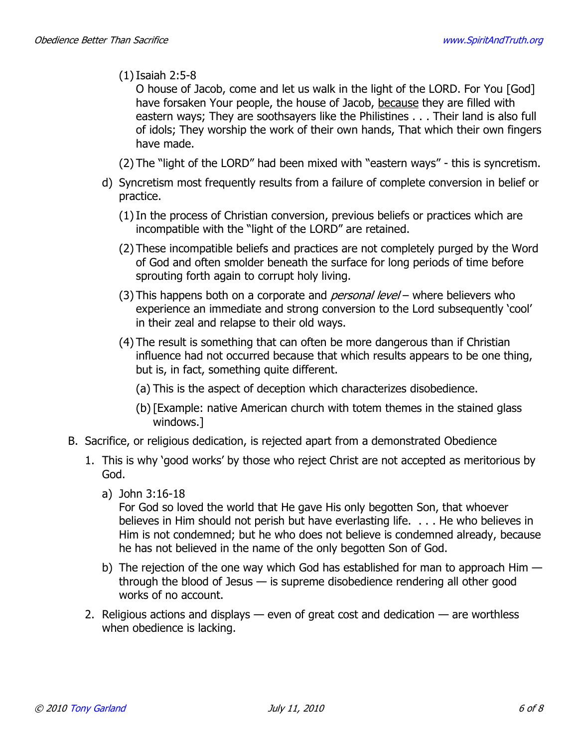(1) Isaiah 2:5-8
O house of Jacob, come and let us walk in the light of the LORD. For You [God] have forsaken Your people, the house of Jacob, <u>because</u> they are filled with eastern ways; They are soothsayers like the Philistines . . . Their land is also full of idols; They worship the work of their own hands, That which their own fingers have made.

(2) The "light of the LORD" had been mixed with "eastern ways" - this is syncretism.

d) Syncretism most frequently results from a failure of complete conversion in belief or practice.

(1) In the process of Christian conversion, previous beliefs or practices which are incompatible with the "light of the LORD" are retained.

(2) These incompatible beliefs and practices are not completely purged by the Word of God and often smolder beneath the surface for long periods of time before sprouting forth again to corrupt holy living.

(3) This happens both on a corporate and *personal level* – where believers who experience an immediate and strong conversion to the Lord subsequently 'cool' in their zeal and relapse to their old ways.

(4) The result is something that can often be more dangerous than if Christian influence had not occurred because that which results appears to be one thing, but is, in fact, something quite different.

(a) This is the aspect of deception which characterizes disobedience.

(b) [Example: native American church with totem themes in the stained glass windows.]

B. Sacrifice, or religious dedication, is rejected apart from a demonstrated Obedience

1. This is why 'good works' by those who reject Christ are not accepted as meritorious by God.

a) John 3:16-18
For God so loved the world that He gave His only begotten Son, that whoever believes in Him should not perish but have everlasting life. . . . He who believes in Him is not condemned; but he who does not believe is condemned already, because he has not believed in the name of the only begotten Son of God.

b) The rejection of the one way which God has established for man to approach Him — through the blood of Jesus — is supreme disobedience rendering all other good works of no account.

2. Religious actions and displays — even of great cost and dedication — are worthless when obedience is lacking.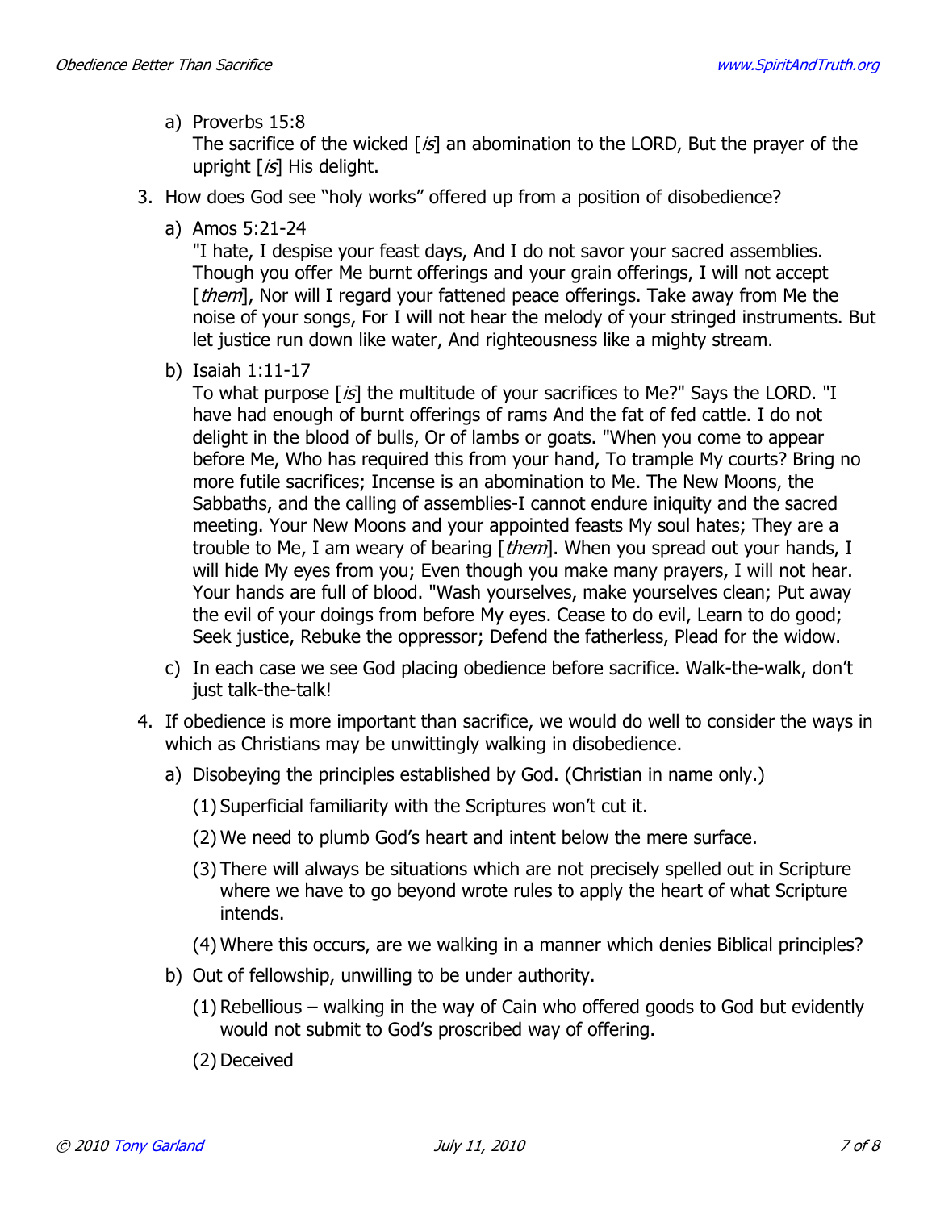a) Proverbs 15:8
   The sacrifice of the wicked [*is*] an abomination to the LORD, But the prayer of the upright [*is*] His delight.

3. How does God see "holy works" offered up from a position of disobedience?

   a) Amos 5:21-24
      "I hate, I despise your feast days, And I do not savor your sacred assemblies. Though you offer Me burnt offerings and your grain offerings, I will not accept [*them*], Nor will I regard your fattened peace offerings. Take away from Me the noise of your songs, For I will not hear the melody of your stringed instruments. But let justice run down like water, And righteousness like a mighty stream.

   b) Isaiah 1:11-17
      To what purpose [*is*] the multitude of your sacrifices to Me?" Says the LORD. "I have had enough of burnt offerings of rams And the fat of fed cattle. I do not delight in the blood of bulls, Or of lambs or goats. "When you come to appear before Me, Who has required this from your hand, To trample My courts? Bring no more futile sacrifices; Incense is an abomination to Me. The New Moons, the Sabbaths, and the calling of assemblies-I cannot endure iniquity and the sacred meeting. Your New Moons and your appointed feasts My soul hates; They are a trouble to Me, I am weary of bearing [*them*]. When you spread out your hands, I will hide My eyes from you; Even though you make many prayers, I will not hear. Your hands are full of blood. "Wash yourselves, make yourselves clean; Put away the evil of your doings from before My eyes. Cease to do evil, Learn to do good; Seek justice, Rebuke the oppressor; Defend the fatherless, Plead for the widow.

   c) In each case we see God placing obedience before sacrifice. Walk-the-walk, don't just talk-the-talk!

4. If obedience is more important than sacrifice, we would do well to consider the ways in which as Christians may be unwittingly walking in disobedience.

   a) Disobeying the principles established by God. (Christian in name only.)

      (1) Superficial familiarity with the Scriptures won't cut it.

      (2) We need to plumb God's heart and intent below the mere surface.

      (3) There will always be situations which are not precisely spelled out in Scripture where we have to go beyond wrote rules to apply the heart of what Scripture intends.

      (4) Where this occurs, are we walking in a manner which denies Biblical principles?

   b) Out of fellowship, unwilling to be under authority.

      (1) Rebellious – walking in the way of Cain who offered goods to God but evidently would not submit to God's proscribed way of offering.

      (2) Deceived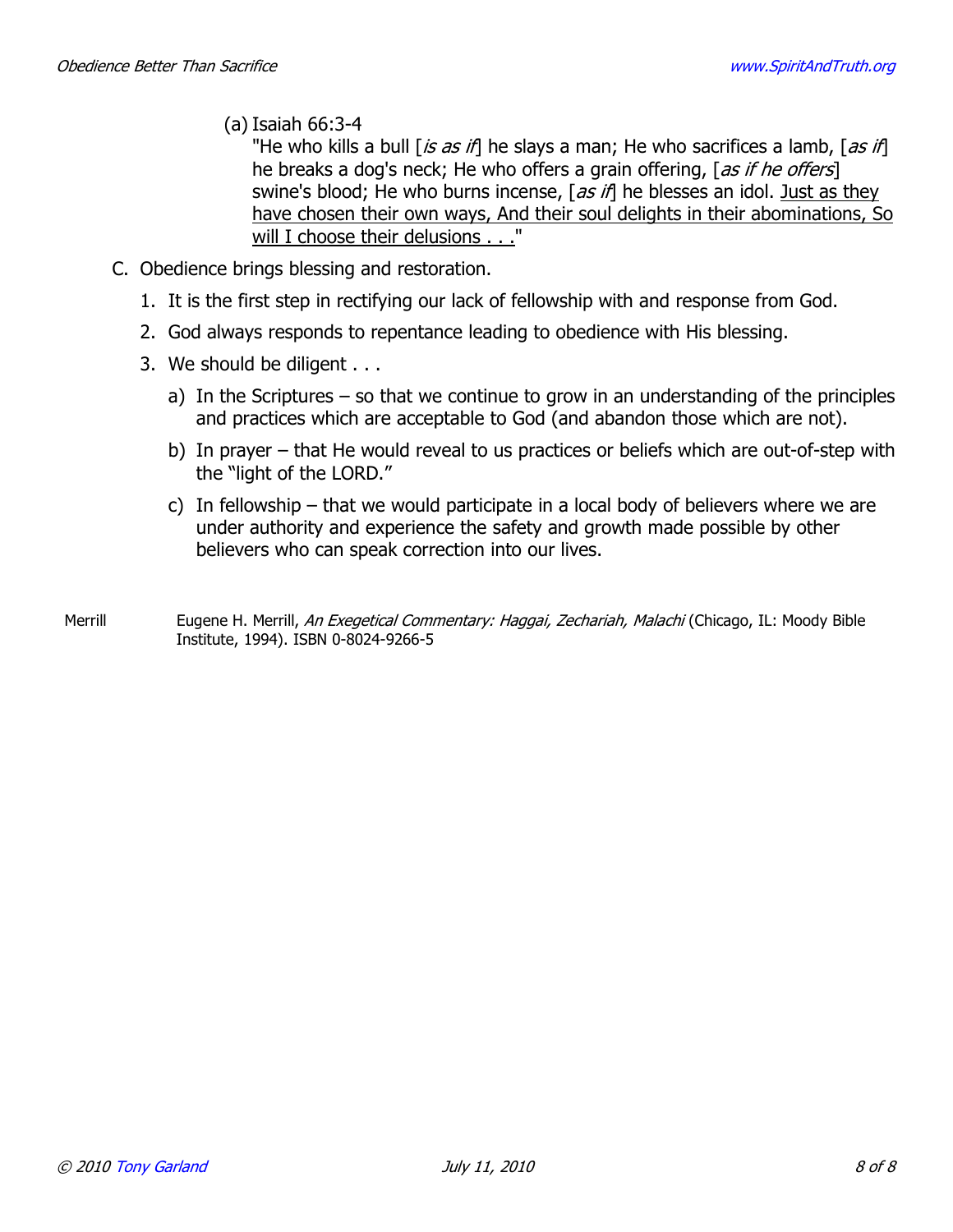(a) Isaiah 66:3-4
"He who kills a bull [*is as if*] he slays a man; He who sacrifices a lamb, [*as if*] he breaks a dog's neck; He who offers a grain offering, [*as if he offers*] swine's blood; He who burns incense, [*as if*] he blesses an idol. <u>Just as they have chosen their own ways, And their soul delights in their abominations, So will I choose their delusions . . .</u>"

C. Obedience brings blessing and restoration.

1. It is the first step in rectifying our lack of fellowship with and response from God.
2. God always responds to repentance leading to obedience with His blessing.
3. We should be diligent . . .
    a) In the Scriptures – so that we continue to grow in an understanding of the principles and practices which are acceptable to God (and abandon those which are not).
    b) In prayer – that He would reveal to us practices or beliefs which are out-of-step with the "light of the LORD."
    c) In fellowship – that we would participate in a local body of believers where we are under authority and experience the safety and growth made possible by other believers who can speak correction into our lives.

| | |
|---|---|
| Merrill | Eugene H. Merrill, *An Exegetical Commentary: Haggai, Zechariah, Malachi* (Chicago, IL: Moody Bible Institute, 1994). ISBN 0-8024-9266-5 |